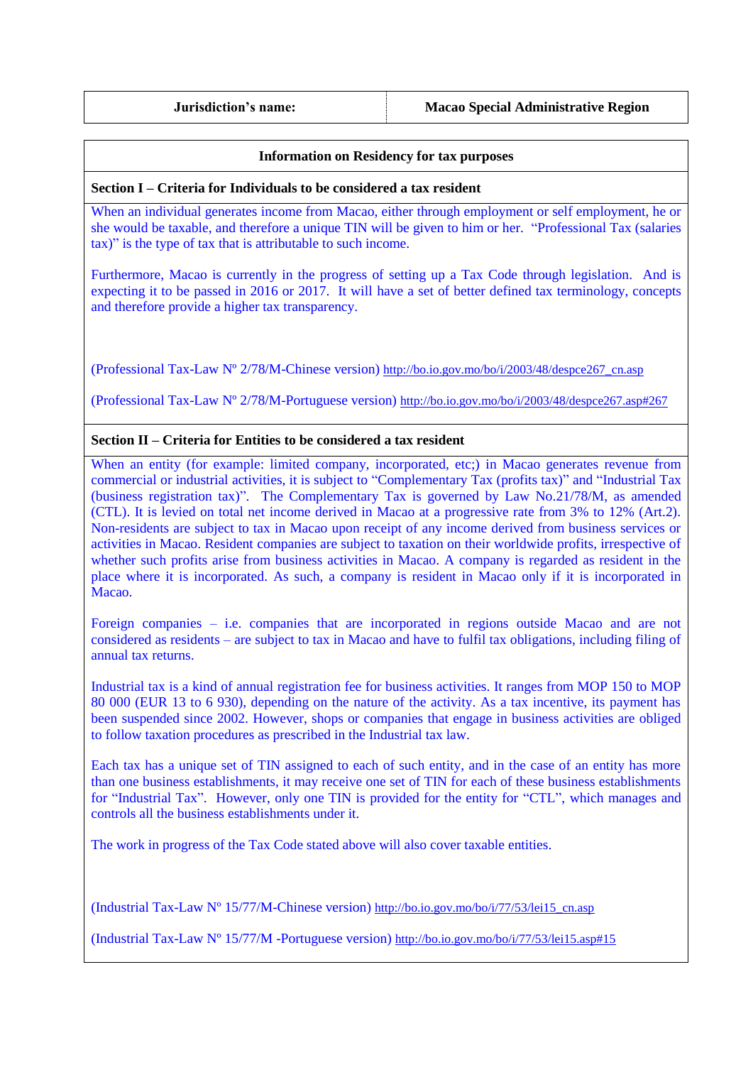| Jurisdiction's name: | Macao Special Administrative Region |
|---|---|

## Information on Residency for tax purposes

### Section I – Criteria for Individuals to be considered a tax resident

When an individual generates income from Macao, either through employment or self employment, he or she would be taxable, and therefore a unique TIN will be given to him or her. "Professional Tax (salaries tax)" is the type of tax that is attributable to such income.

Furthermore, Macao is currently in the progress of setting up a Tax Code through legislation. And is expecting it to be passed in 2016 or 2017. It will have a set of better defined tax terminology, concepts and therefore provide a higher tax transparency.

(Professional Tax-Law Nº 2/78/M-Chinese version) http://bo.io.gov.mo/bo/i/2003/48/despce267_cn.asp

(Professional Tax-Law Nº 2/78/M-Portuguese version) http://bo.io.gov.mo/bo/i/2003/48/despce267.asp#267

### Section II – Criteria for Entities to be considered a tax resident

When an entity (for example: limited company, incorporated, etc;) in Macao generates revenue from commercial or industrial activities, it is subject to "Complementary Tax (profits tax)" and "Industrial Tax (business registration tax)". The Complementary Tax is governed by Law No.21/78/M, as amended (CTL). It is levied on total net income derived in Macao at a progressive rate from 3% to 12% (Art.2). Non-residents are subject to tax in Macao upon receipt of any income derived from business services or activities in Macao. Resident companies are subject to taxation on their worldwide profits, irrespective of whether such profits arise from business activities in Macao. A company is regarded as resident in the place where it is incorporated. As such, a company is resident in Macao only if it is incorporated in Macao.

Foreign companies – i.e. companies that are incorporated in regions outside Macao and are not considered as residents – are subject to tax in Macao and have to fulfil tax obligations, including filing of annual tax returns.

Industrial tax is a kind of annual registration fee for business activities. It ranges from MOP 150 to MOP 80 000 (EUR 13 to 6 930), depending on the nature of the activity. As a tax incentive, its payment has been suspended since 2002. However, shops or companies that engage in business activities are obliged to follow taxation procedures as prescribed in the Industrial tax law.

Each tax has a unique set of TIN assigned to each of such entity, and in the case of an entity has more than one business establishments, it may receive one set of TIN for each of these business establishments for "Industrial Tax". However, only one TIN is provided for the entity for "CTL", which manages and controls all the business establishments under it.

The work in progress of the Tax Code stated above will also cover taxable entities.

(Industrial Tax-Law Nº 15/77/M-Chinese version) http://bo.io.gov.mo/bo/i/77/53/lei15_cn.asp

(Industrial Tax-Law Nº 15/77/M -Portuguese version) http://bo.io.gov.mo/bo/i/77/53/lei15.asp#15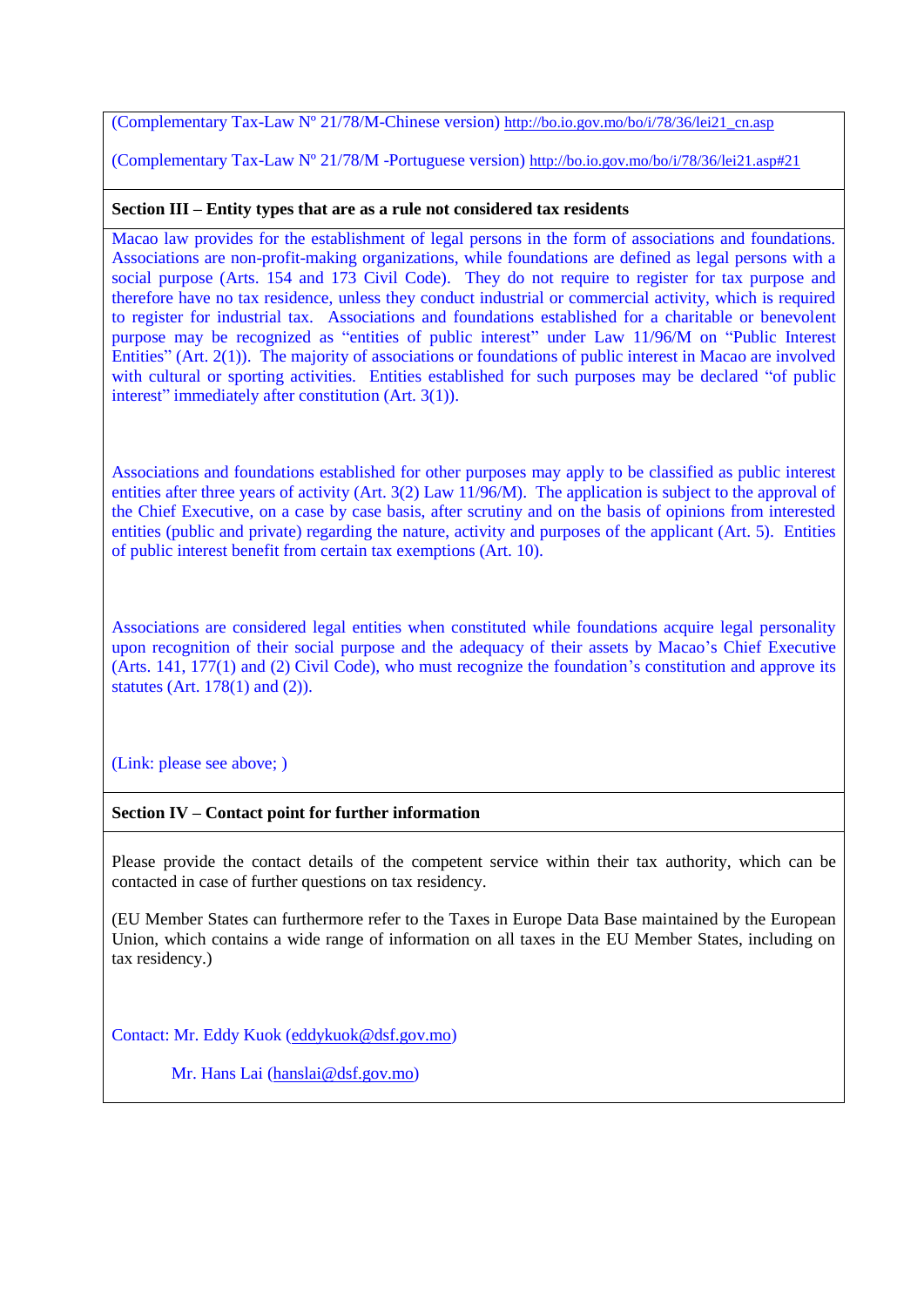(Complementary Tax-Law Nº 21/78/M-Chinese version) http://bo.io.gov.mo/bo/i/78/36/lei21_cn.asp

(Complementary Tax-Law Nº 21/78/M -Portuguese version) http://bo.io.gov.mo/bo/i/78/36/lei21.asp#21

**Section III – Entity types that are as a rule not considered tax residents**

Macao law provides for the establishment of legal persons in the form of associations and foundations. Associations are non-profit-making organizations, while foundations are defined as legal persons with a social purpose (Arts. 154 and 173 Civil Code). They do not require to register for tax purpose and therefore have no tax residence, unless they conduct industrial or commercial activity, which is required to register for industrial tax. Associations and foundations established for a charitable or benevolent purpose may be recognized as "entities of public interest" under Law 11/96/M on "Public Interest Entities" (Art. 2(1)). The majority of associations or foundations of public interest in Macao are involved with cultural or sporting activities. Entities established for such purposes may be declared "of public interest" immediately after constitution (Art. 3(1)).

Associations and foundations established for other purposes may apply to be classified as public interest entities after three years of activity (Art. 3(2) Law 11/96/M). The application is subject to the approval of the Chief Executive, on a case by case basis, after scrutiny and on the basis of opinions from interested entities (public and private) regarding the nature, activity and purposes of the applicant (Art. 5). Entities of public interest benefit from certain tax exemptions (Art. 10).

Associations are considered legal entities when constituted while foundations acquire legal personality upon recognition of their social purpose and the adequacy of their assets by Macao's Chief Executive (Arts. 141, 177(1) and (2) Civil Code), who must recognize the foundation's constitution and approve its statutes (Art. 178(1) and (2)).

(Link: please see above; )

**Section IV – Contact point for further information**

Please provide the contact details of the competent service within their tax authority, which can be contacted in case of further questions on tax residency.

(EU Member States can furthermore refer to the Taxes in Europe Data Base maintained by the European Union, which contains a wide range of information on all taxes in the EU Member States, including on tax residency.)

Contact: Mr. Eddy Kuok (eddykuok@dsf.gov.mo)

Mr. Hans Lai (hanslai@dsf.gov.mo)